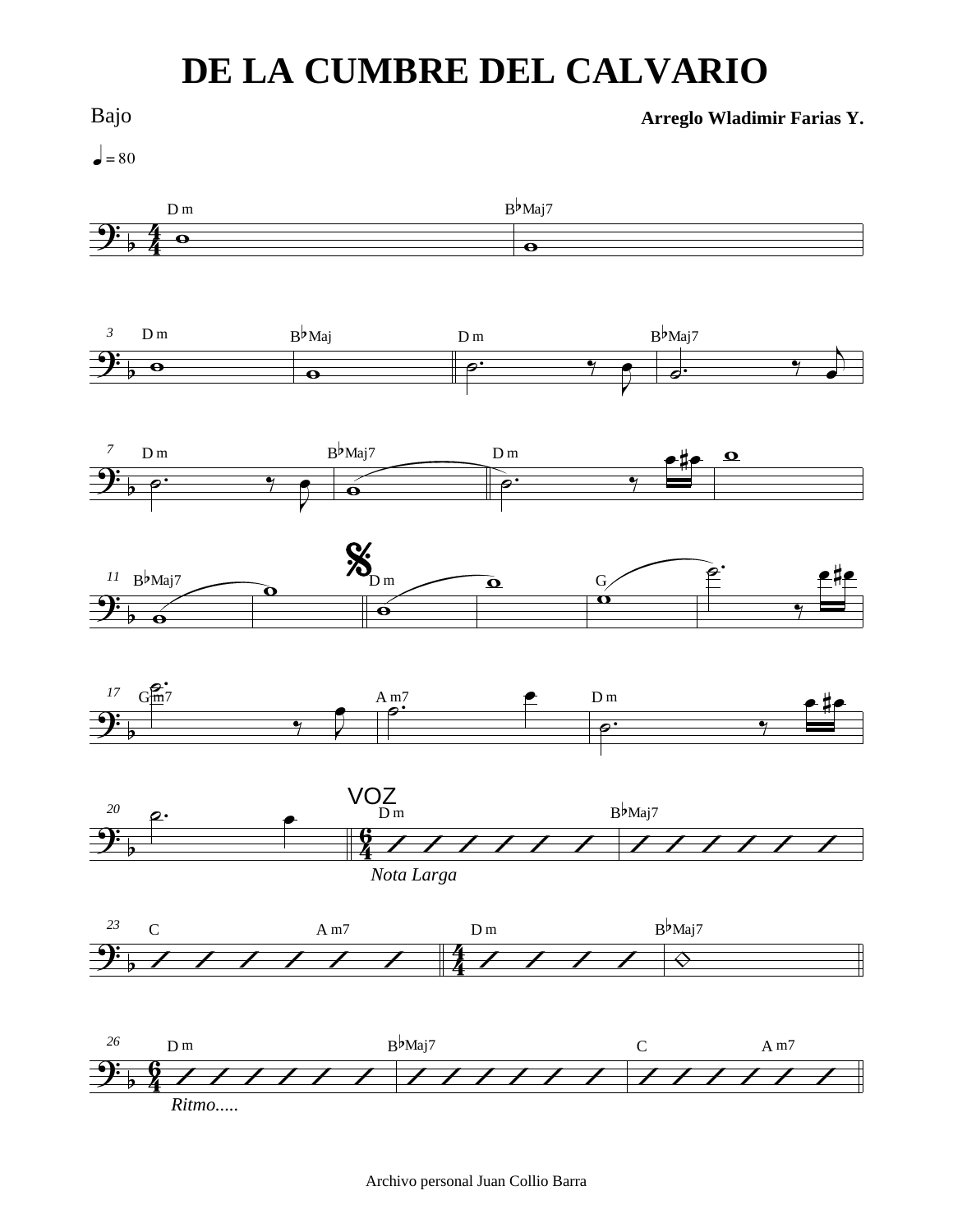# DE LA CUMBRE DEL CALVARIO

Bajo

**Arreglo Wladimir Farias Y.**

Archivo personal Juan Collio Barra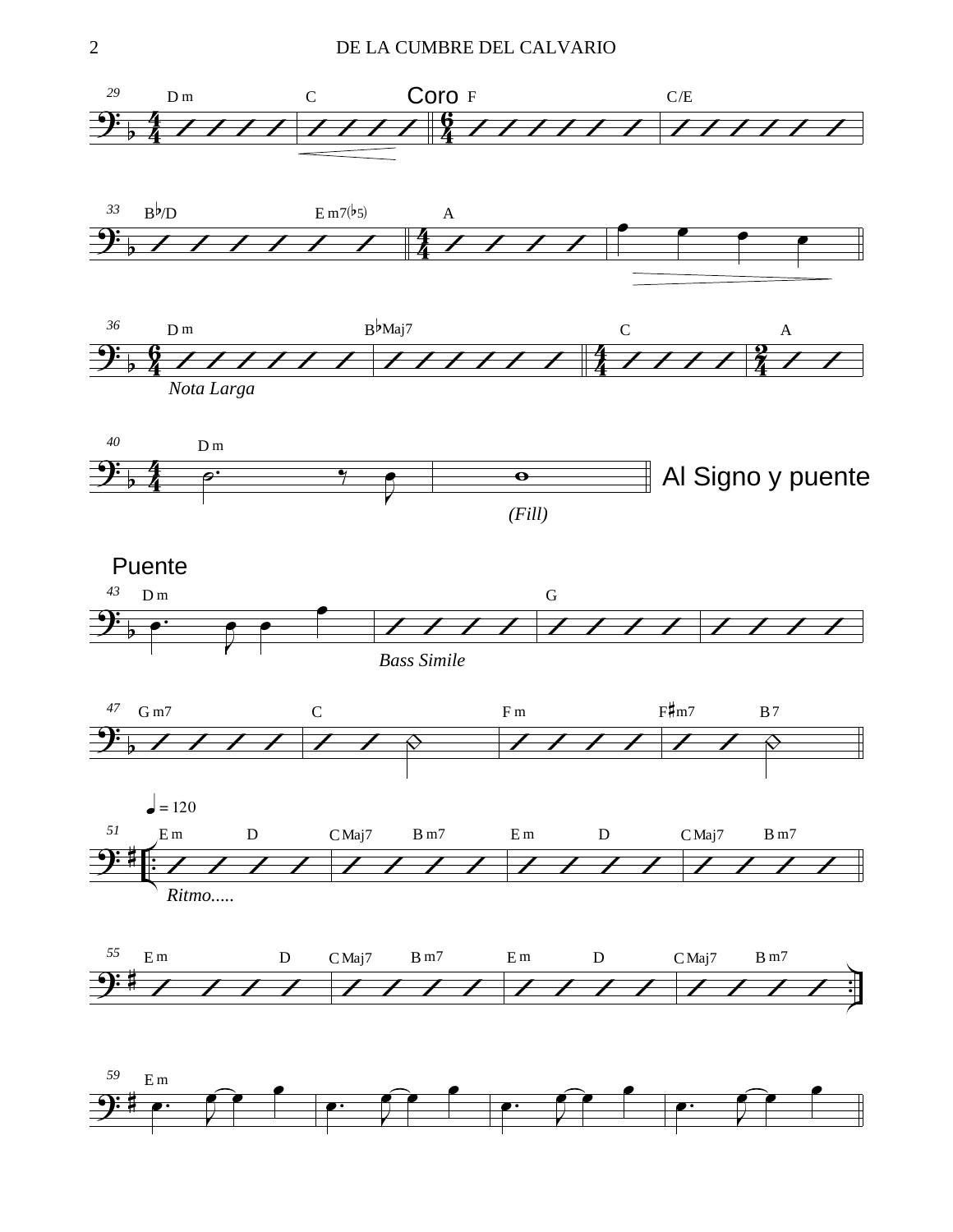**Coro**

*Nota Larga*

*(Fill)*

**Al Signo y puente**

## Puente

*Bass Simile*

♩ = 120

*Ritmo.....*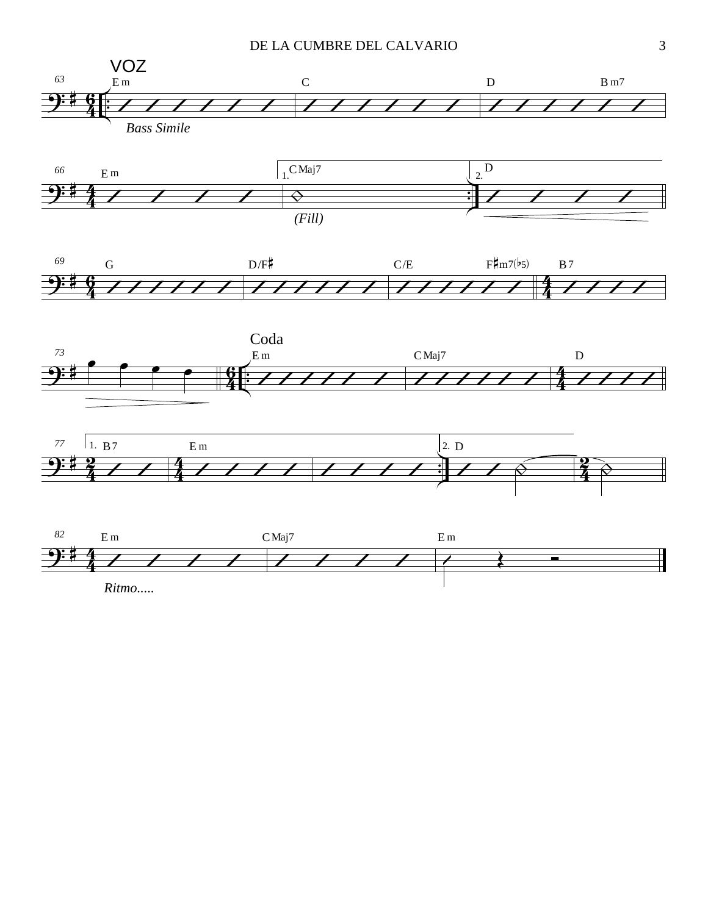VOZ

63 Em | C | D Bm7

*Bass Simile*

66 Em | 1. CMaj7 | 2. D

*(Fill)*

69 G | D/F♯ | C/E F♯m7(♭5) | B7

73

Coda

Em | CMaj7 | D

77 1. B7 | Em | | 2. D

82 Em | CMaj7 | Em

*Ritmo.....*